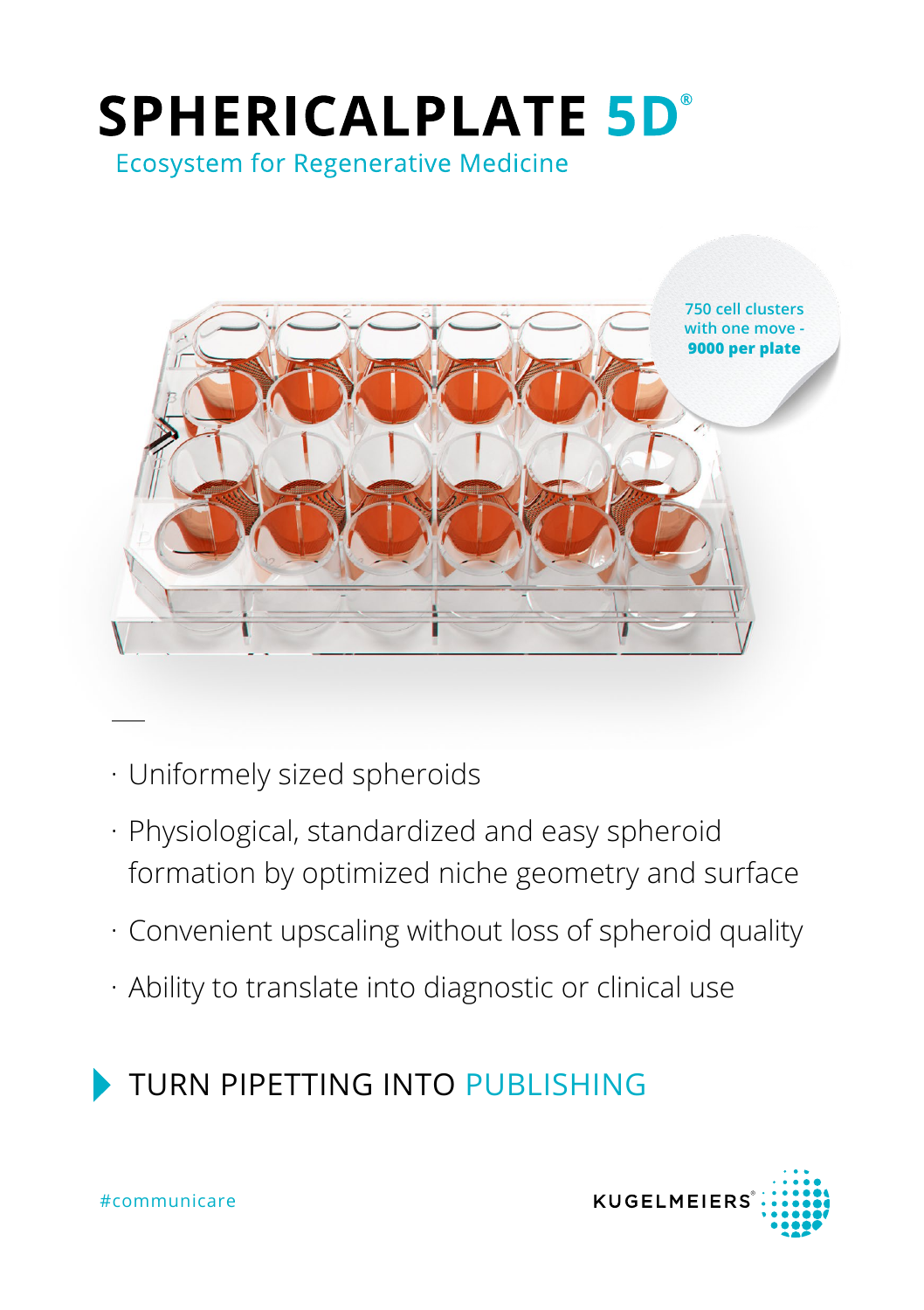# SPHERICALPLATE 5D®

Ecosystem for Regenerative Medicine

750 cell clusters with one move - **9000 per plate**

- Uniformely sized spheroids
- Physiological, standardized and easy spheroid formation by optimized niche geometry and surface
- Convenient upscaling without loss of spheroid quality
- Ability to translate into diagnostic or clinical use

## TURN PIPETTING INTO PUBLISHING

#communicare

KUGELMEIERS®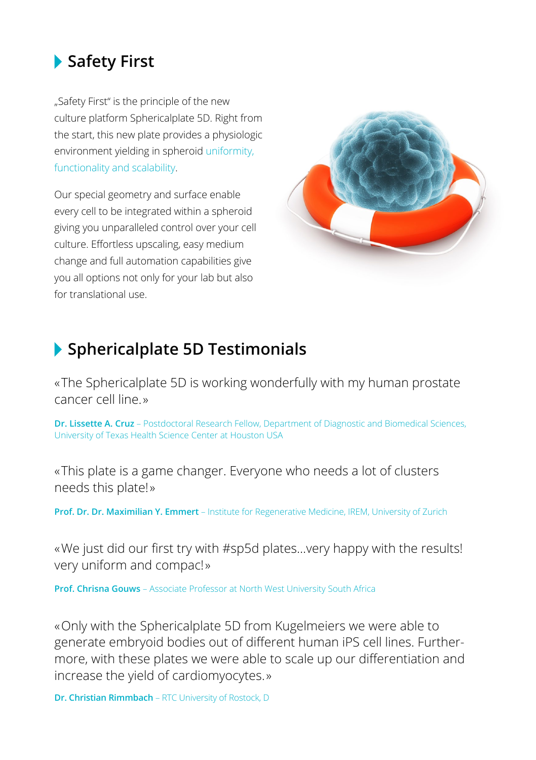## Safety First

„Safety First" is the principle of the new culture platform Sphericalplate 5D. Right from the start, this new plate provides a physiologic environment yielding in spheroid uniformity, functionality and scalability.

Our special geometry and surface enable every cell to be integrated within a spheroid giving you unparalleled control over your cell culture. Effortless upscaling, easy medium change and full automation capabilities give you all options not only for your lab but also for translational use.

## Sphericalplate 5D Testimonials

«The Sphericalplate 5D is working wonderfully with my human prostate cancer cell line.»

**Dr. Lissette A. Cruz** – Postdoctoral Research Fellow, Department of Diagnostic and Biomedical Sciences, University of Texas Health Science Center at Houston USA

«This plate is a game changer. Everyone who needs a lot of clusters needs this plate!»

**Prof. Dr. Dr. Maximilian Y. Emmert** – Institute for Regenerative Medicine, IREM, University of Zurich

«We just did our first try with #sp5d plates...very happy with the results! very uniform and compac!»

**Prof. Chrisna Gouws** – Associate Professor at North West University South Africa

«Only with the Sphericalplate 5D from Kugelmeiers we were able to generate embryoid bodies out of different human iPS cell lines. Furthermore, with these plates we were able to scale up our differentiation and increase the yield of cardiomyocytes.»

**Dr. Christian Rimmbach** – RTC University of Rostock, D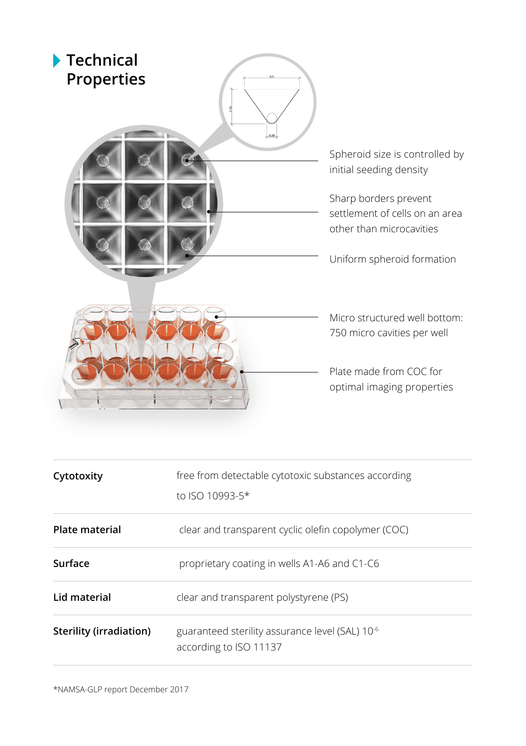# Technical Properties

Spheroid size is controlled by initial seeding density

Sharp borders prevent settlement of cells on an area other than microcavities

Uniform spheroid formation

Micro structured well bottom: 750 micro cavities per well

Plate made from COC for optimal imaging properties

| | |
|---|---|
| **Cytotoxity** | free from detectable cytotoxic substances according to ISO 10993-5* |
| **Plate material** | clear and transparent cyclic olefin copolymer (COC) |
| **Surface** | proprietary coating in wells A1-A6 and C1-C6 |
| **Lid material** | clear and transparent polystyrene (PS) |
| **Sterility (irradiation)** | guaranteed sterility assurance level (SAL) $10^{-6}$ according to ISO 11137 |

*NAMSA-GLP report December 2017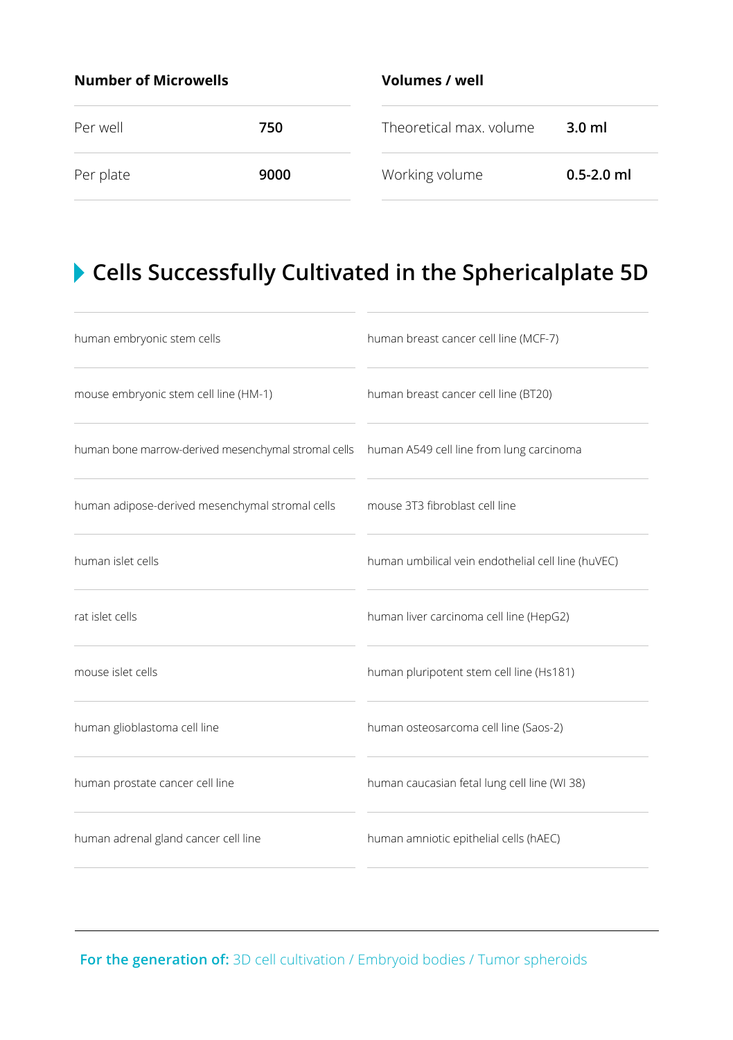| Number of Microwells | |
|---|---|
| Per well | **750** |
| Per plate | **9000** |

| Volumes / well | |
|---|---|
| Theoretical max. volume | **3.0 ml** |
| Working volume | **0.5-2.0 ml** |

## Cells Successfully Cultivated in the Sphericalplate 5D

| | |
|---|---|
| human embryonic stem cells | human breast cancer cell line (MCF-7) |
| mouse embryonic stem cell line (HM-1) | human breast cancer cell line (BT20) |
| human bone marrow-derived mesenchymal stromal cells | human A549 cell line from lung carcinoma |
| human adipose-derived mesenchymal stromal cells | mouse 3T3 fibroblast cell line |
| human islet cells | human umbilical vein endothelial cell line (huVEC) |
| rat islet cells | human liver carcinoma cell line (HepG2) |
| mouse islet cells | human pluripotent stem cell line (Hs181) |
| human glioblastoma cell line | human osteosarcoma cell line (Saos-2) |
| human prostate cancer cell line | human caucasian fetal lung cell line (WI 38) |
| human adrenal gland cancer cell line | human amniotic epithelial cells (hAEC) |

**For the generation of:** 3D cell cultivation / Embryoid bodies / Tumor spheroids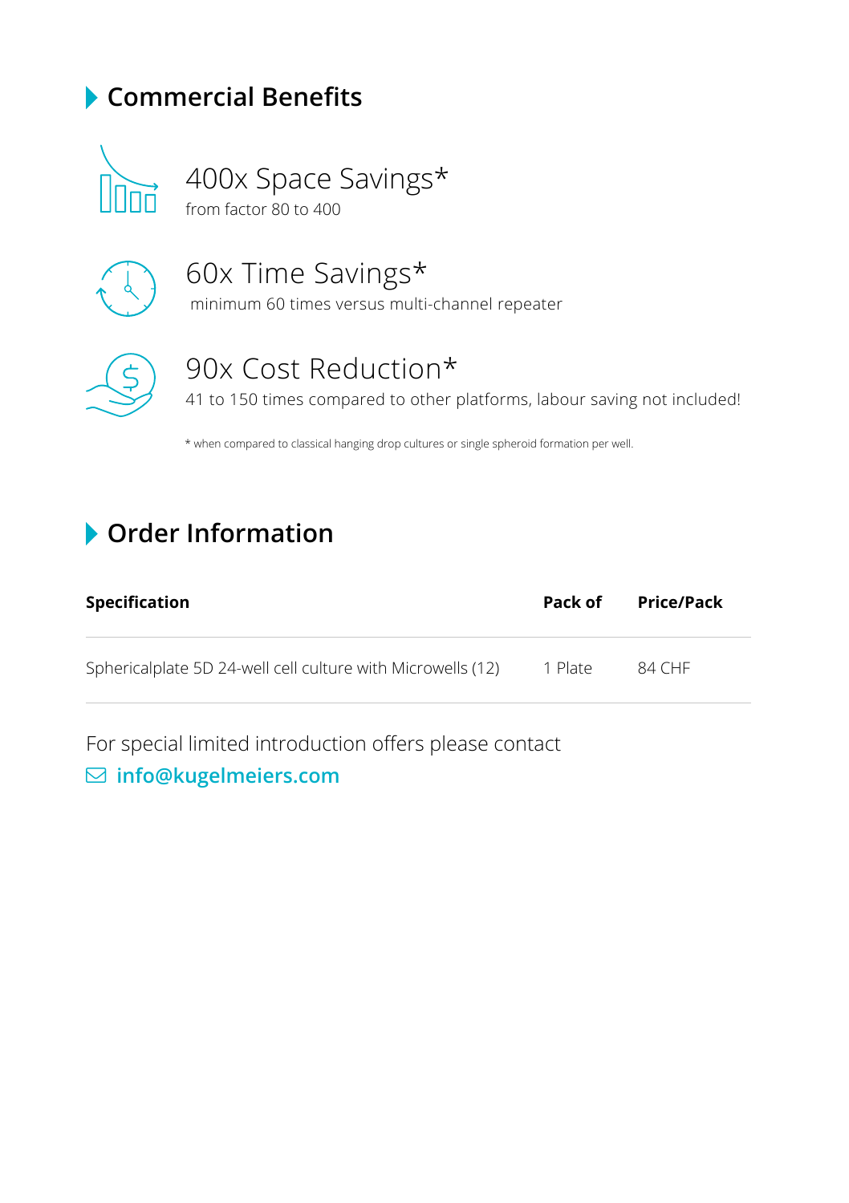## Commercial Benefits

### 400x Space Savings*

from factor 80 to 400

### 60x Time Savings*

minimum 60 times versus multi-channel repeater

### 90x Cost Reduction*

41 to 150 times compared to other platforms, labour saving not included!

* when compared to classical hanging drop cultures or single spheroid formation per well.

## Order Information

| Specification | Pack of | Price/Pack |
|---|---|---|
| Sphericalplate 5D 24-well cell culture with Microwells (12) | 1 Plate | 84 CHF |

For special limited introduction offers please contact

**info@kugelmeiers.com**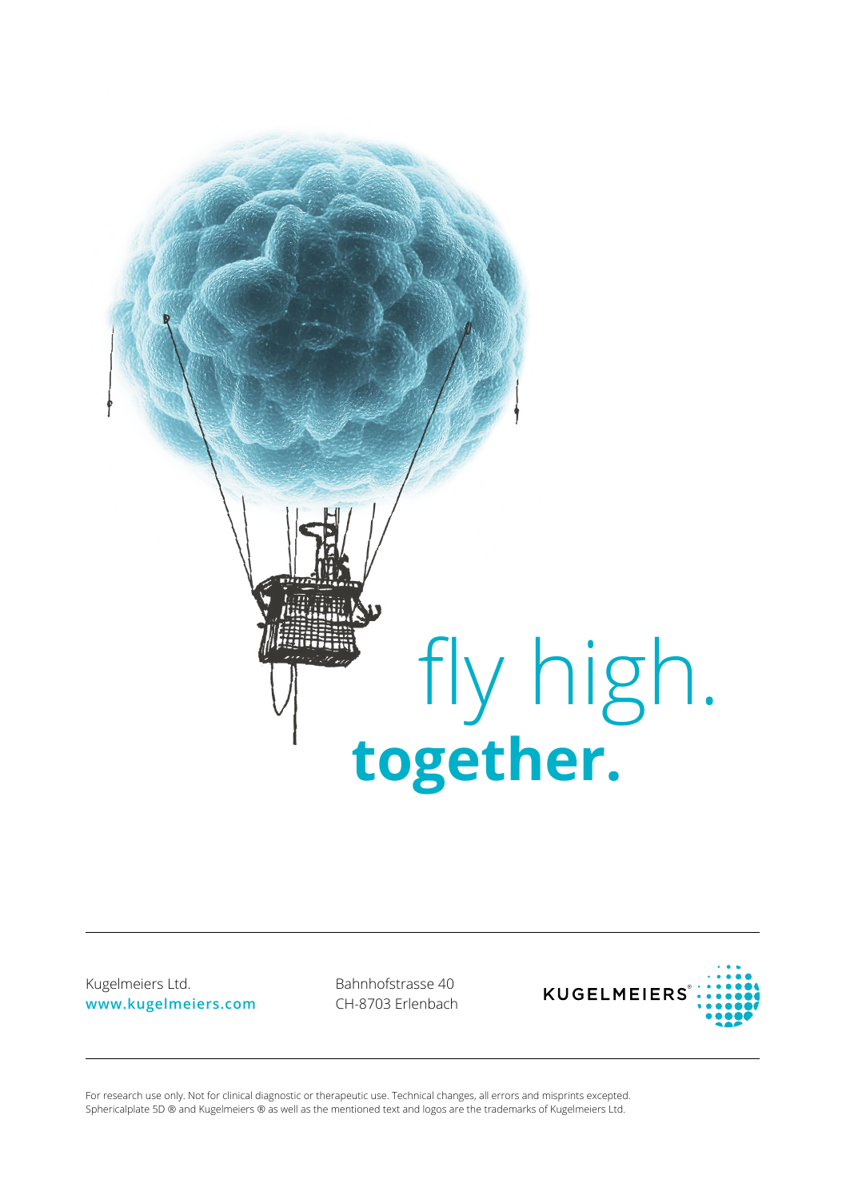fly high.
**together.**

Kugelmeiers Ltd.
**www.kugelmeiers.com**

Bahnhofstrasse 40
CH-8703 Erlenbach

KUGELMEIERS®

For research use only. Not for clinical diagnostic or therapeutic use. Technical changes, all errors and misprints excepted.
Sphericalplate 5D ® and Kugelmeiers ® as well as the mentioned text and logos are the trademarks of Kugelmeiers Ltd.